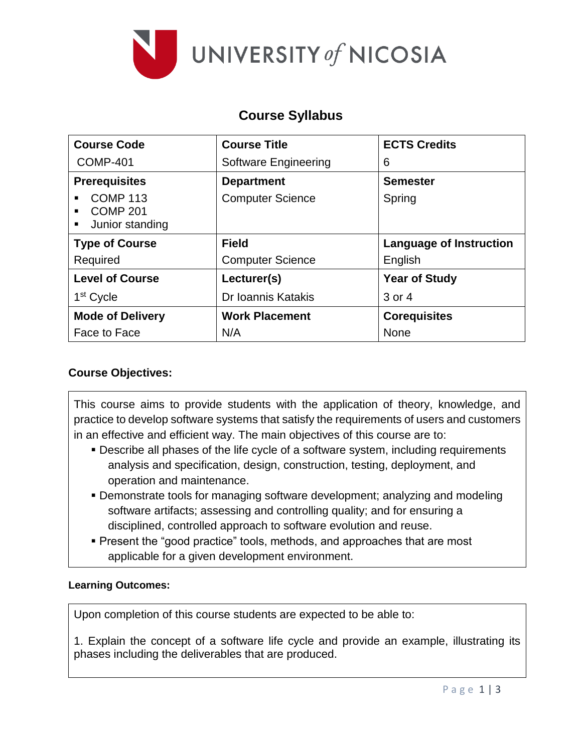UNIVERSITY of NICOSIA

# Course Syllabus

| Course Code | Course Title | ECTS Credits |
|---|---|---|
| COMP-401 | Software Engineering | 6 |
| **Prerequisites** | **Department** | **Semester** |
| ▪ COMP 113<br>▪ COMP 201<br>▪ Junior standing | Computer Science | Spring |
| **Type of Course** | **Field** | **Language of Instruction** |
| Required | Computer Science | English |
| **Level of Course** | **Lecturer(s)** | **Year of Study** |
| 1st Cycle | Dr Ioannis Katakis | 3 or 4 |
| **Mode of Delivery** | **Work Placement** | **Corequisites** |
| Face to Face | N/A | None |

## Course Objectives:

This course aims to provide students with the application of theory, knowledge, and practice to develop software systems that satisfy the requirements of users and customers in an effective and efficient way. The main objectives of this course are to:

- Describe all phases of the life cycle of a software system, including requirements analysis and specification, design, construction, testing, deployment, and operation and maintenance.
- Demonstrate tools for managing software development; analyzing and modeling software artifacts; assessing and controlling quality; and for ensuring a disciplined, controlled approach to software evolution and reuse.
- Present the "good practice" tools, methods, and approaches that are most applicable for a given development environment.

### Learning Outcomes:

Upon completion of this course students are expected to be able to:

1. Explain the concept of a software life cycle and provide an example, illustrating its phases including the deliverables that are produced.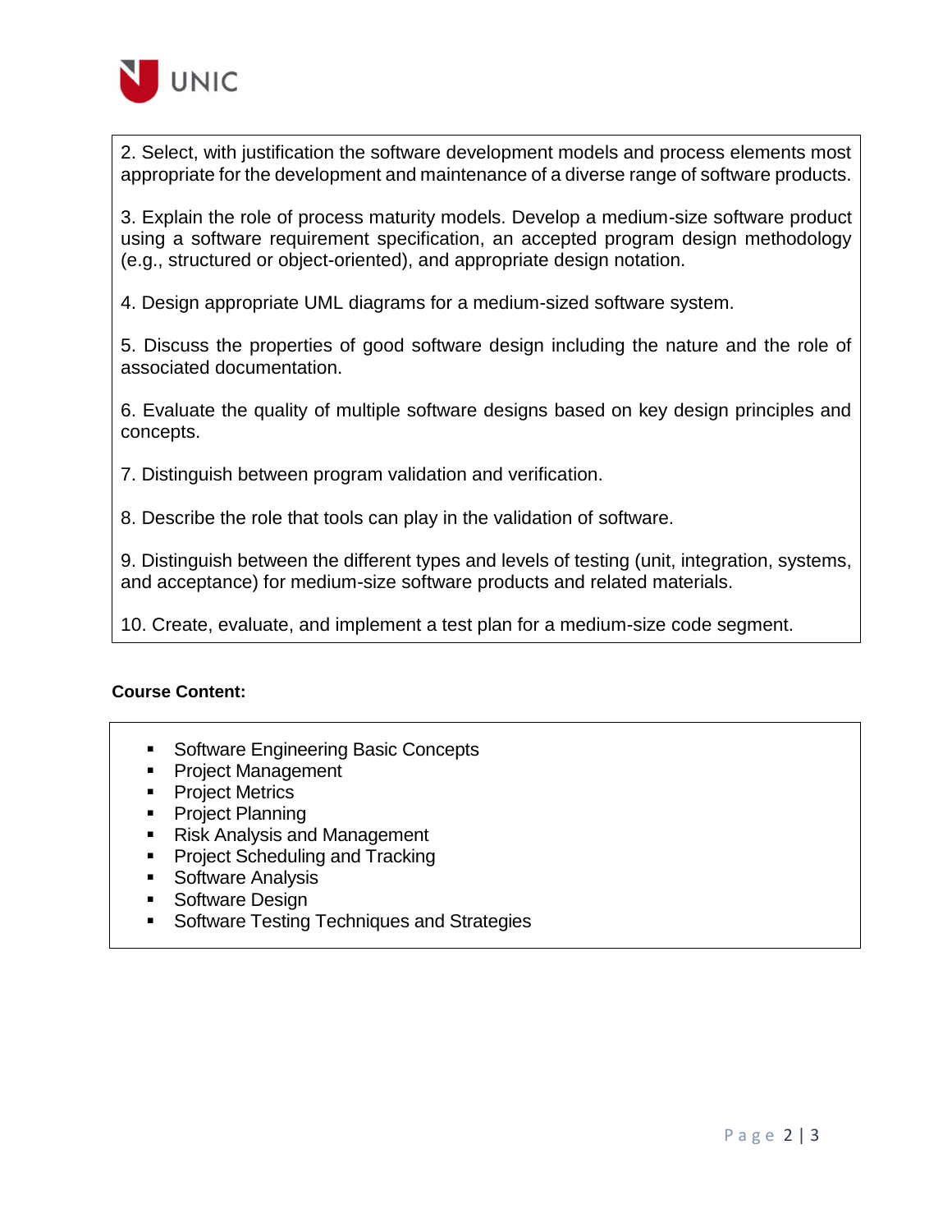2. Select, with justification the software development models and process elements most appropriate for the development and maintenance of a diverse range of software products.

3. Explain the role of process maturity models. Develop a medium-size software product using a software requirement specification, an accepted program design methodology (e.g., structured or object-oriented), and appropriate design notation.

4. Design appropriate UML diagrams for a medium-sized software system.

5. Discuss the properties of good software design including the nature and the role of associated documentation.

6. Evaluate the quality of multiple software designs based on key design principles and concepts.

7. Distinguish between program validation and verification.

8. Describe the role that tools can play in the validation of software.

9. Distinguish between the different types and levels of testing (unit, integration, systems, and acceptance) for medium-size software products and related materials.

10. Create, evaluate, and implement a test plan for a medium-size code segment.

**Course Content:**

- Software Engineering Basic Concepts
- Project Management
- Project Metrics
- Project Planning
- Risk Analysis and Management
- Project Scheduling and Tracking
- Software Analysis
- Software Design
- Software Testing Techniques and Strategies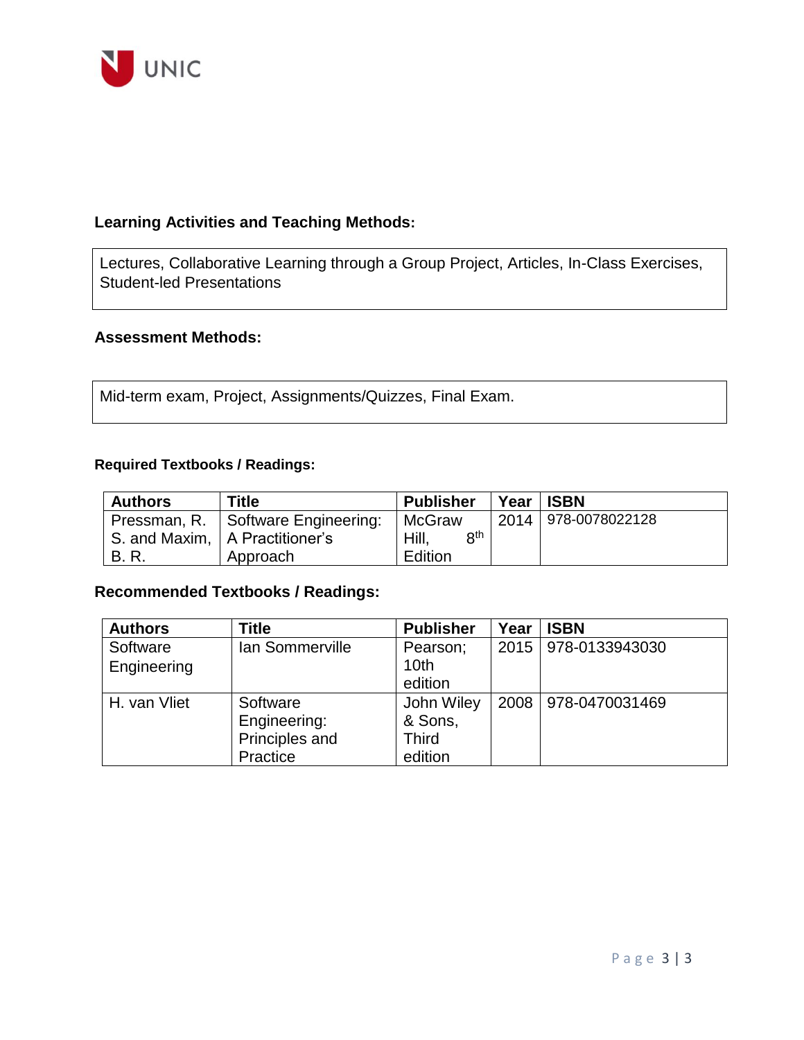**Learning Activities and Teaching Methods:**

Lectures, Collaborative Learning through a Group Project, Articles, In-Class Exercises, Student-led Presentations

**Assessment Methods:**

Mid-term exam, Project, Assignments/Quizzes, Final Exam.

**Required Textbooks / Readings:**

| Authors | Title | Publisher | Year | ISBN |
|---|---|---|---|---|
| Pressman, R. S. and Maxim, B. R. | Software Engineering: A Practitioner's Approach | McGraw Hill, 8th Edition | 2014 | 978-0078022128 |

**Recommended Textbooks / Readings:**

| Authors | Title | Publisher | Year | ISBN |
|---|---|---|---|---|
| Software Engineering | Ian Sommerville | Pearson; 10th edition | 2015 | 978-0133943030 |
| H. van Vliet | Software Engineering: Principles and Practice | John Wiley & Sons, Third edition | 2008 | 978-0470031469 |